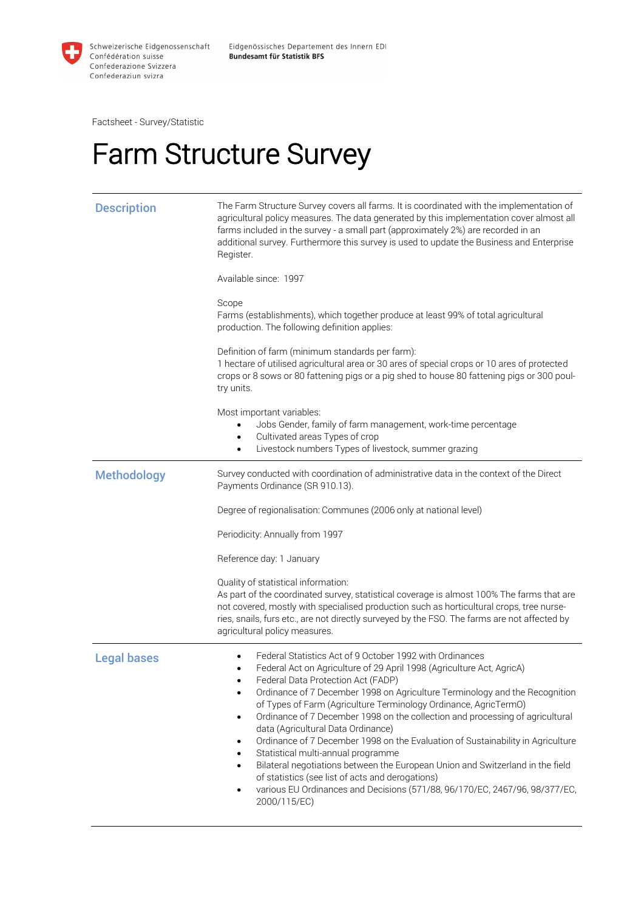Schweizerische Eidgenossenschaft
Confédération suisse
Confederazione Svizzera
Confederaziun svizra

Eidgenössisches Departement des Innern EDI
**Bundesamt für Statistik BFS**

Factsheet - Survey/Statistic

# Farm Structure Survey

## Description

The Farm Structure Survey covers all farms. It is coordinated with the implementation of agricultural policy measures. The data generated by this implementation cover almost all farms included in the survey - a small part (approximately 2%) are recorded in an additional survey. Furthermore this survey is used to update the Business and Enterprise Register.

Available since: 1997

Scope
Farms (establishments), which together produce at least 99% of total agricultural production. The following definition applies:

Definition of farm (minimum standards per farm):
1 hectare of utilised agricultural area or 30 ares of special crops or 10 ares of protected crops or 8 sows or 80 fattening pigs or a pig shed to house 80 fattening pigs or 300 poultry units.

Most important variables:

- Jobs Gender, family of farm management, work-time percentage
- Cultivated areas Types of crop
- Livestock numbers Types of livestock, summer grazing

## Methodology

Survey conducted with coordination of administrative data in the context of the Direct Payments Ordinance (SR 910.13).

Degree of regionalisation: Communes (2006 only at national level)

Periodicity: Annually from 1997

Reference day: 1 January

Quality of statistical information:
As part of the coordinated survey, statistical coverage is almost 100% The farms that are not covered, mostly with specialised production such as horticultural crops, tree nurseries, snails, furs etc., are not directly surveyed by the FSO. The farms are not affected by agricultural policy measures.

## Legal bases

- Federal Statistics Act of 9 October 1992 with Ordinances
- Federal Act on Agriculture of 29 April 1998 (Agriculture Act, AgricA)
- Federal Data Protection Act (FADP)
- Ordinance of 7 December 1998 on Agriculture Terminology and the Recognition of Types of Farm (Agriculture Terminology Ordinance, AgricTermO)
- Ordinance of 7 December 1998 on the collection and processing of agricultural data (Agricultural Data Ordinance)
- Ordinance of 7 December 1998 on the Evaluation of Sustainability in Agriculture
- Statistical multi-annual programme
- Bilateral negotiations between the European Union and Switzerland in the field of statistics (see list of acts and derogations)
- various EU Ordinances and Decisions (571/88, 96/170/EC, 2467/96, 98/377/EC, 2000/115/EC)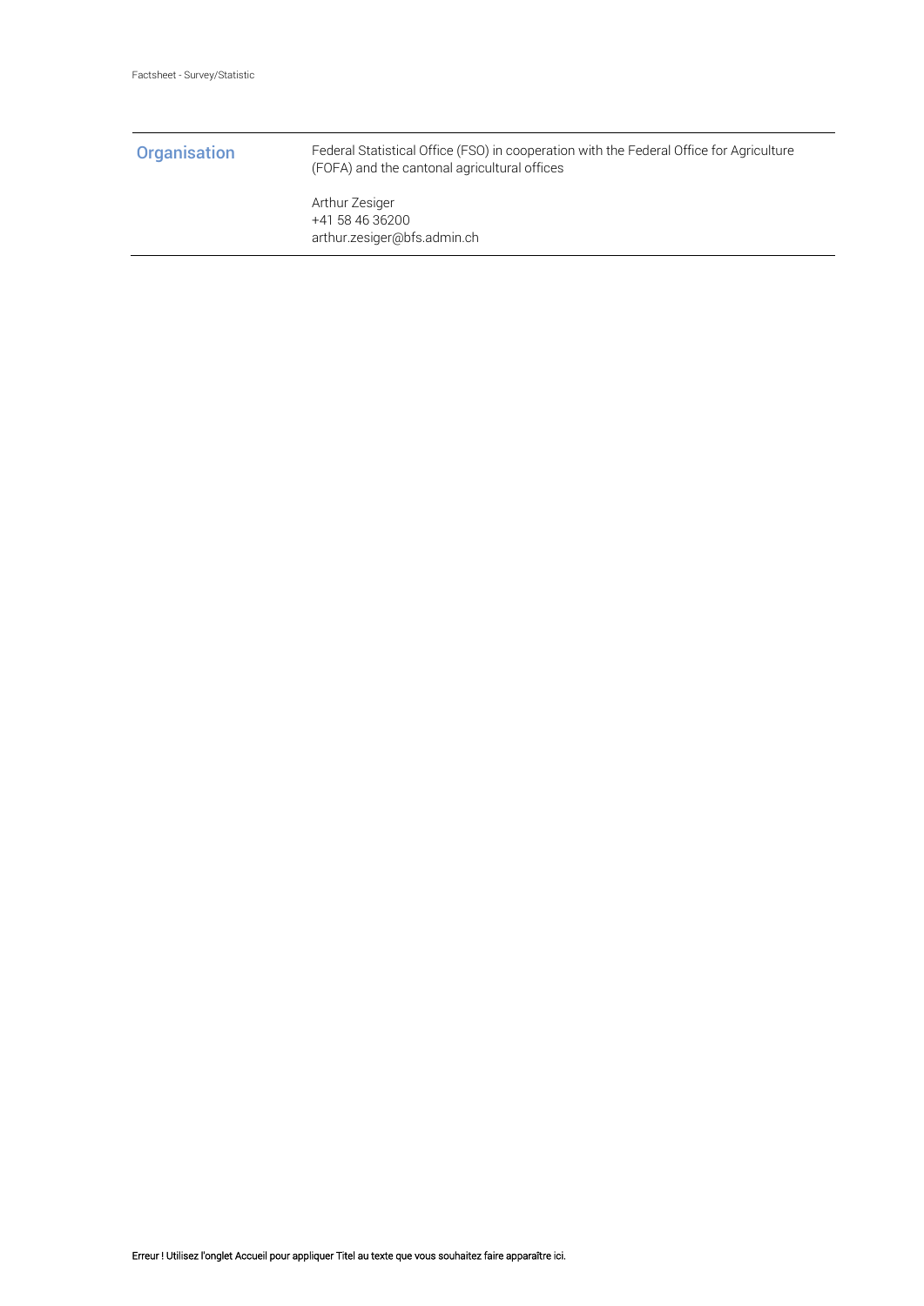| | |
|---|---|
| **Organisation** | Federal Statistical Office (FSO) in cooperation with the Federal Office for Agriculture (FOFA) and the cantonal agricultural offices<br><br>Arthur Zesiger<br>+41 58 46 36200<br>arthur.zesiger@bfs.admin.ch |